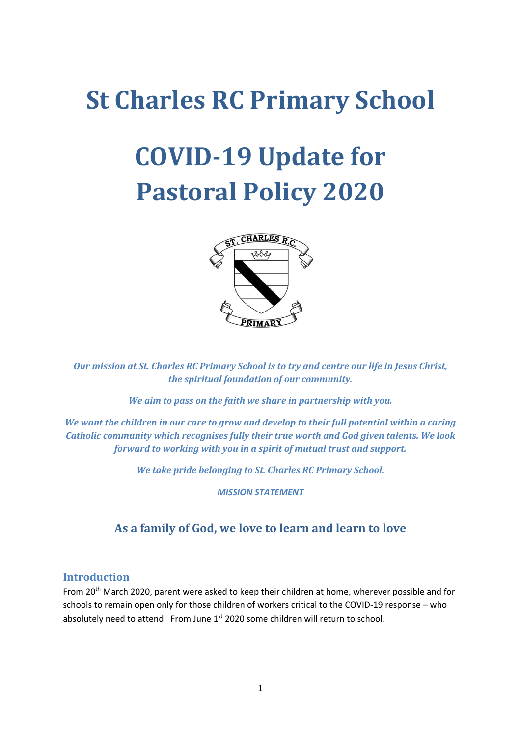# St Charles RC Primary School

# COVID-19 Update for Pastoral Policy 2020

*Our mission at St. Charles RC Primary School is to try and centre our life in Jesus Christ, the spiritual foundation of our community.*

*We aim to pass on the faith we share in partnership with you.*

*We want the children in our care to grow and develop to their full potential within a caring Catholic community which recognises fully their true worth and God given talents. We look forward to working with you in a spirit of mutual trust and support.*

*We take pride belonging to St. Charles RC Primary School.*

***MISSION STATEMENT***

### As a family of God, we love to learn and learn to love

## Introduction

From 20th March 2020, parent were asked to keep their children at home, wherever possible and for schools to remain open only for those children of workers critical to the COVID-19 response – who absolutely need to attend. From June 1st 2020 some children will return to school.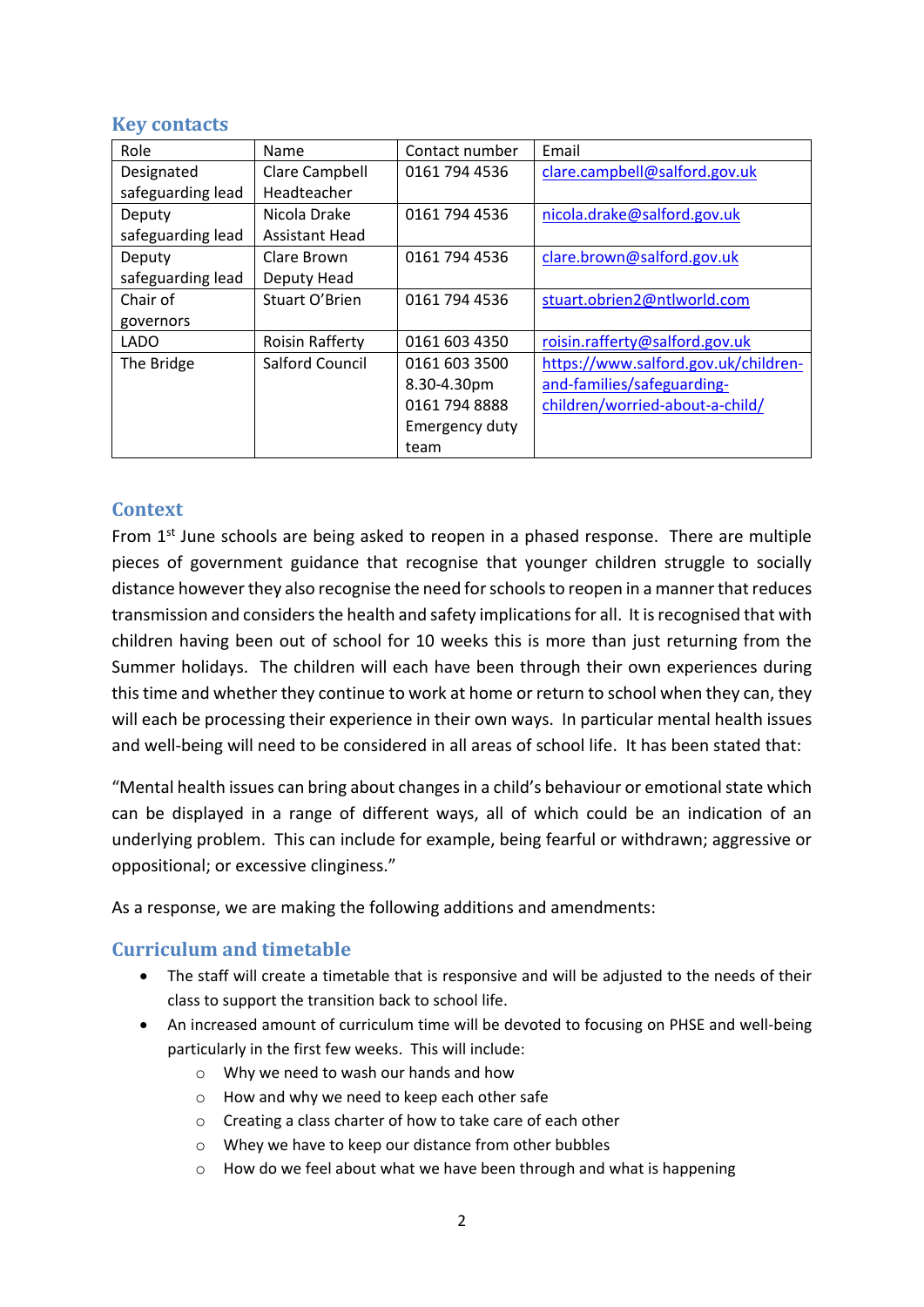## Key contacts

| Role | Name | Contact number | Email |
|---|---|---|---|
| Designated safeguarding lead | Clare Campbell Headteacher | 0161 794 4536 | clare.campbell@salford.gov.uk |
| Deputy safeguarding lead | Nicola Drake Assistant Head | 0161 794 4536 | nicola.drake@salford.gov.uk |
| Deputy safeguarding lead | Clare Brown Deputy Head | 0161 794 4536 | clare.brown@salford.gov.uk |
| Chair of governors | Stuart O'Brien | 0161 794 4536 | stuart.obrien2@ntlworld.com |
| LADO | Roisin Rafferty | 0161 603 4350 | roisin.rafferty@salford.gov.uk |
| The Bridge | Salford Council | 0161 603 3500 8.30-4.30pm 0161 794 8888 Emergency duty team | https://www.salford.gov.uk/children-and-families/safeguarding-children/worried-about-a-child/ |

## Context

From 1st June schools are being asked to reopen in a phased response. There are multiple pieces of government guidance that recognise that younger children struggle to socially distance however they also recognise the need for schools to reopen in a manner that reduces transmission and considers the health and safety implications for all. It is recognised that with children having been out of school for 10 weeks this is more than just returning from the Summer holidays. The children will each have been through their own experiences during this time and whether they continue to work at home or return to school when they can, they will each be processing their experience in their own ways. In particular mental health issues and well-being will need to be considered in all areas of school life. It has been stated that:

"Mental health issues can bring about changes in a child's behaviour or emotional state which can be displayed in a range of different ways, all of which could be an indication of an underlying problem. This can include for example, being fearful or withdrawn; aggressive or oppositional; or excessive clinginess."

As a response, we are making the following additions and amendments:

## Curriculum and timetable

- The staff will create a timetable that is responsive and will be adjusted to the needs of their class to support the transition back to school life.
- An increased amount of curriculum time will be devoted to focusing on PHSE and well-being particularly in the first few weeks. This will include:
  - Why we need to wash our hands and how
  - How and why we need to keep each other safe
  - Creating a class charter of how to take care of each other
  - Whey we have to keep our distance from other bubbles
  - How do we feel about what we have been through and what is happening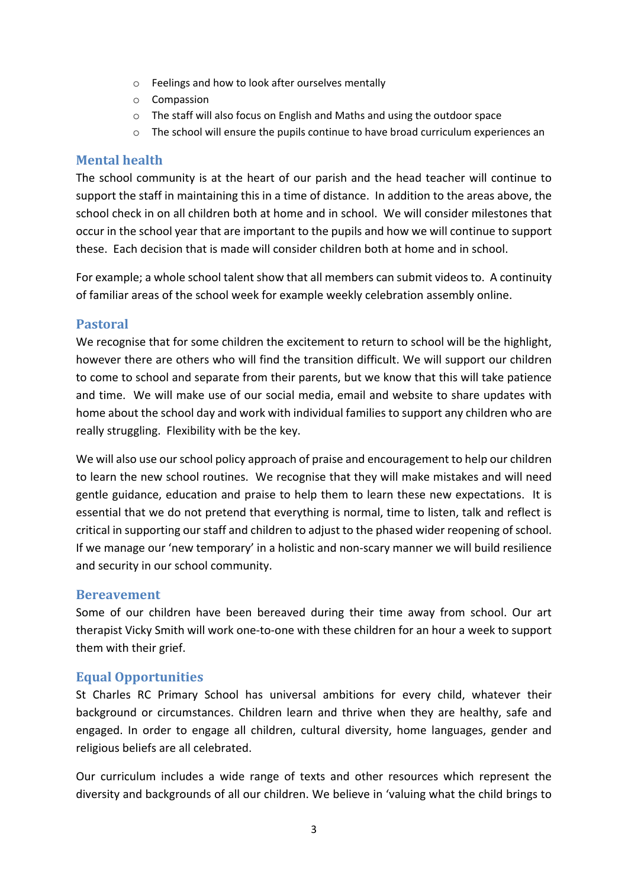- Feelings and how to look after ourselves mentally
- Compassion
- The staff will also focus on English and Maths and using the outdoor space
- The school will ensure the pupils continue to have broad curriculum experiences an

## Mental health

The school community is at the heart of our parish and the head teacher will continue to support the staff in maintaining this in a time of distance. In addition to the areas above, the school check in on all children both at home and in school. We will consider milestones that occur in the school year that are important to the pupils and how we will continue to support these. Each decision that is made will consider children both at home and in school.

For example; a whole school talent show that all members can submit videos to. A continuity of familiar areas of the school week for example weekly celebration assembly online.

## Pastoral

We recognise that for some children the excitement to return to school will be the highlight, however there are others who will find the transition difficult. We will support our children to come to school and separate from their parents, but we know that this will take patience and time. We will make use of our social media, email and website to share updates with home about the school day and work with individual families to support any children who are really struggling. Flexibility with be the key.

We will also use our school policy approach of praise and encouragement to help our children to learn the new school routines. We recognise that they will make mistakes and will need gentle guidance, education and praise to help them to learn these new expectations. It is essential that we do not pretend that everything is normal, time to listen, talk and reflect is critical in supporting our staff and children to adjust to the phased wider reopening of school. If we manage our 'new temporary' in a holistic and non-scary manner we will build resilience and security in our school community.

## Bereavement

Some of our children have been bereaved during their time away from school. Our art therapist Vicky Smith will work one-to-one with these children for an hour a week to support them with their grief.

## Equal Opportunities

St Charles RC Primary School has universal ambitions for every child, whatever their background or circumstances. Children learn and thrive when they are healthy, safe and engaged. In order to engage all children, cultural diversity, home languages, gender and religious beliefs are all celebrated.

Our curriculum includes a wide range of texts and other resources which represent the diversity and backgrounds of all our children. We believe in 'valuing what the child brings to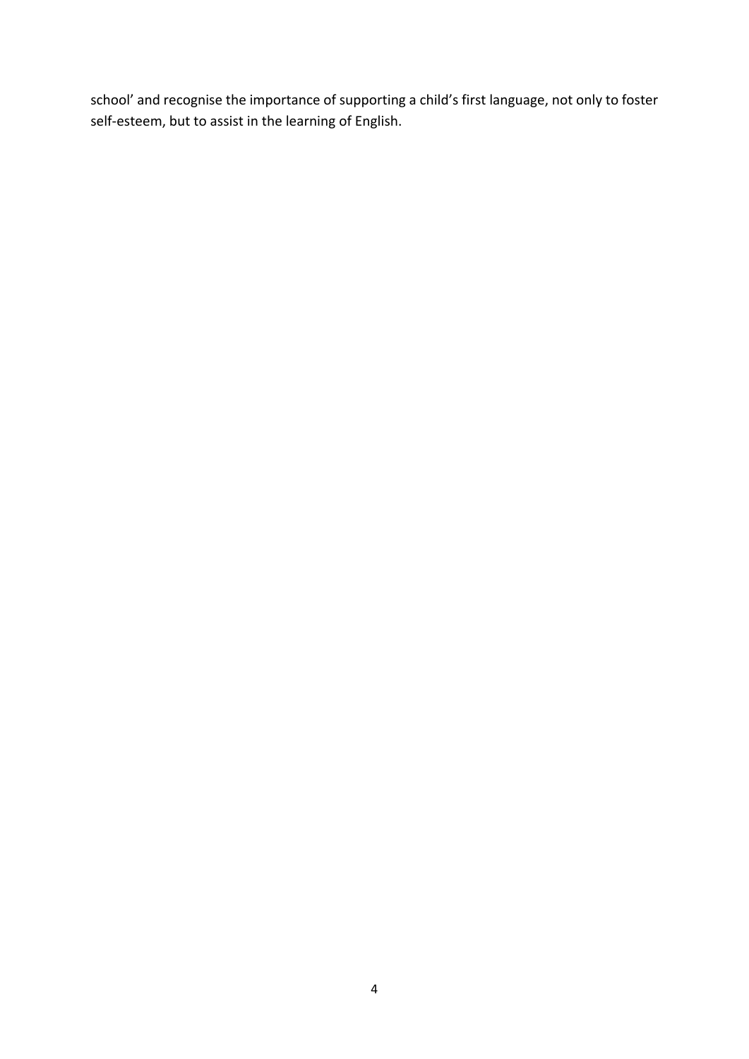school' and recognise the importance of supporting a child's first language, not only to foster self-esteem, but to assist in the learning of English.